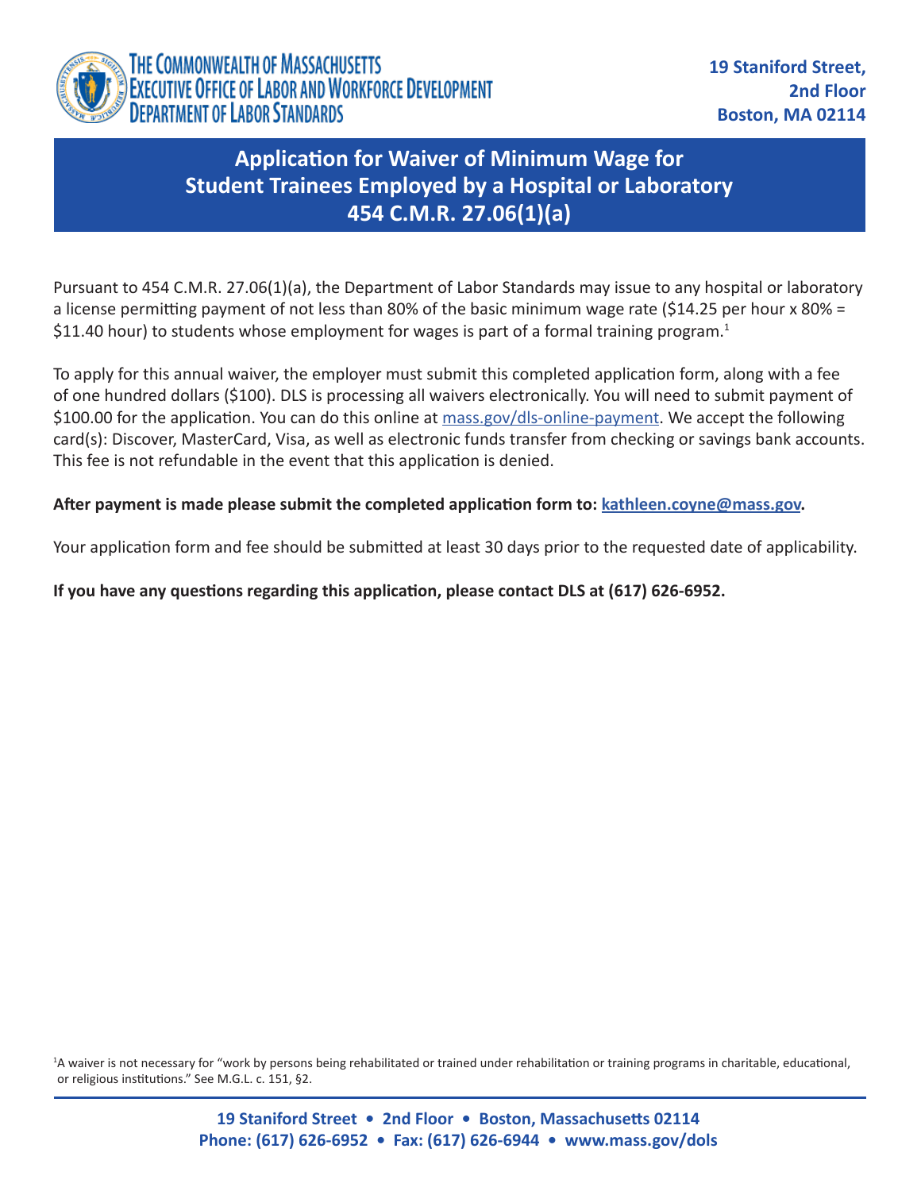THE COMMONWEALTH OF MASSACHUSETTS
EXECUTIVE OFFICE OF LABOR AND WORKFORCE DEVELOPMENT
DEPARTMENT OF LABOR STANDARDS

**19 Staniford Street,
2nd Floor
Boston, MA 02114**

# Application for Waiver of Minimum Wage for Student Trainees Employed by a Hospital or Laboratory 454 C.M.R. 27.06(1)(a)

Pursuant to 454 C.M.R. 27.06(1)(a), the Department of Labor Standards may issue to any hospital or laboratory a license permitting payment of not less than 80% of the basic minimum wage rate ($14.25 per hour x 80% = $11.40 hour) to students whose employment for wages is part of a formal training program.[1]

To apply for this annual waiver, the employer must submit this completed application form, along with a fee of one hundred dollars ($100). DLS is processing all waivers electronically. You will need to submit payment of $100.00 for the application. You can do this online at mass.gov/dls-online-payment. We accept the following card(s): Discover, MasterCard, Visa, as well as electronic funds transfer from checking or savings bank accounts. This fee is not refundable in the event that this application is denied.

**After payment is made please submit the completed application form to: kathleen.coyne@mass.gov.**

Your application form and fee should be submitted at least 30 days prior to the requested date of applicability.

**If you have any questions regarding this application, please contact DLS at (617) 626-6952.**

[1]A waiver is not necessary for "work by persons being rehabilitated or trained under rehabilitation or training programs in charitable, educational, or religious institutions." See M.G.L. c. 151, §2.

**19 Staniford Street • 2nd Floor • Boston, Massachusetts 02114
Phone: (617) 626-6952 • Fax: (617) 626-6944 • www.mass.gov/dols**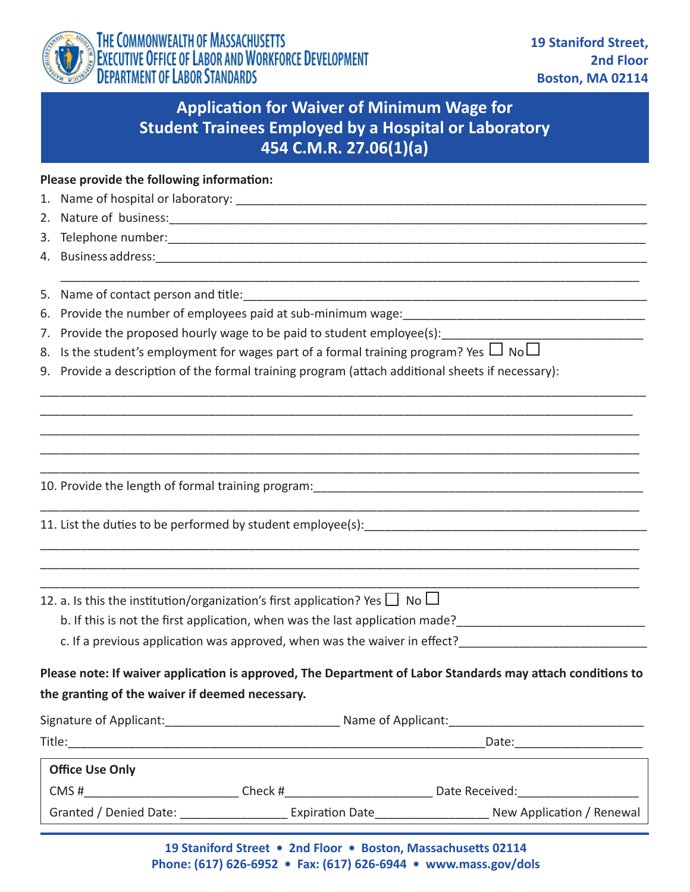THE COMMONWEALTH OF MASSACHUSETTS
EXECUTIVE OFFICE OF LABOR AND WORKFORCE DEVELOPMENT
DEPARTMENT OF LABOR STANDARDS

19 Staniford Street,
2nd Floor
Boston, MA 02114

# Application for Waiver of Minimum Wage for Student Trainees Employed by a Hospital or Laboratory 454 C.M.R. 27.06(1)(a)

**Please provide the following information:**

1. Name of hospital or laboratory: ____________________________________________
2. Nature of business: ____________________________________________
3. Telephone number: ____________________________________________
4. Business address: ____________________________________________

   ____________________________________________
5. Name of contact person and title: ____________________________________________
6. Provide the number of employees paid at sub-minimum wage: ______________________
7. Provide the proposed hourly wage to be paid to student employee(s): ______________________
8. Is the student's employment for wages part of a formal training program? Yes ☐ No ☐
9. Provide a description of the formal training program (attach additional sheets if necessary):

____________________________________________

____________________________________________

____________________________________________

____________________________________________

____________________________________________

10. Provide the length of formal training program: ____________________________________________

____________________________________________

11. List the duties to be performed by student employee(s): ____________________________________________

____________________________________________

____________________________________________

____________________________________________

12. a. Is this the institution/organization's first application? Yes ☐ No ☐
    b. If this is not the first application, when was the last application made? ______________________
    c. If a previous application was approved, when was the waiver in effect? ______________________

**Please note: If waiver application is approved, The Department of Labor Standards may attach conditions to the granting of the waiver if deemed necessary.**

Signature of Applicant: ______________________ Name of Applicant: ______________________

Title: ____________________________________________ Date: ______________

**Office Use Only**

CMS # ______________ Check # ______________ Date Received: ______________

Granted / Denied Date: ______________ Expiration Date ______________ New Application / Renewal

**19 Staniford Street • 2nd Floor • Boston, Massachusetts 02114**
**Phone: (617) 626-6952 • Fax: (617) 626-6944 • www.mass.gov/dols**